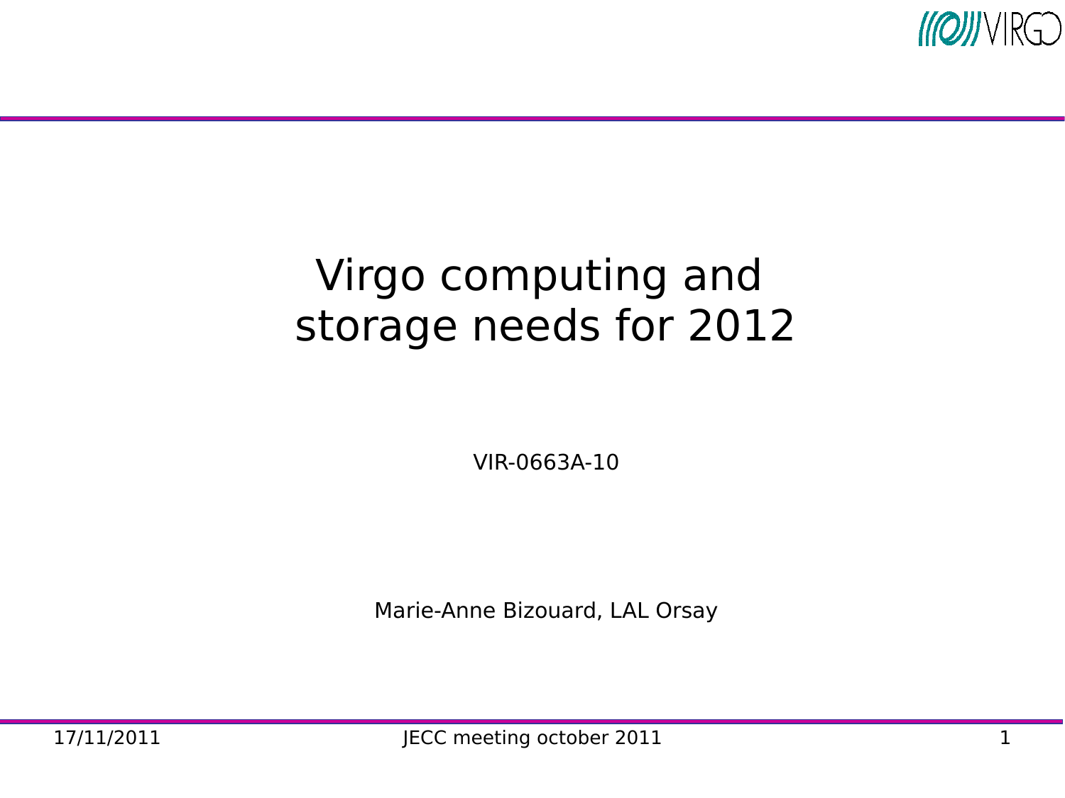# Virgo computing and storage needs for 2012

VIR-0663A-10

Marie-Anne Bizouard, LAL Orsay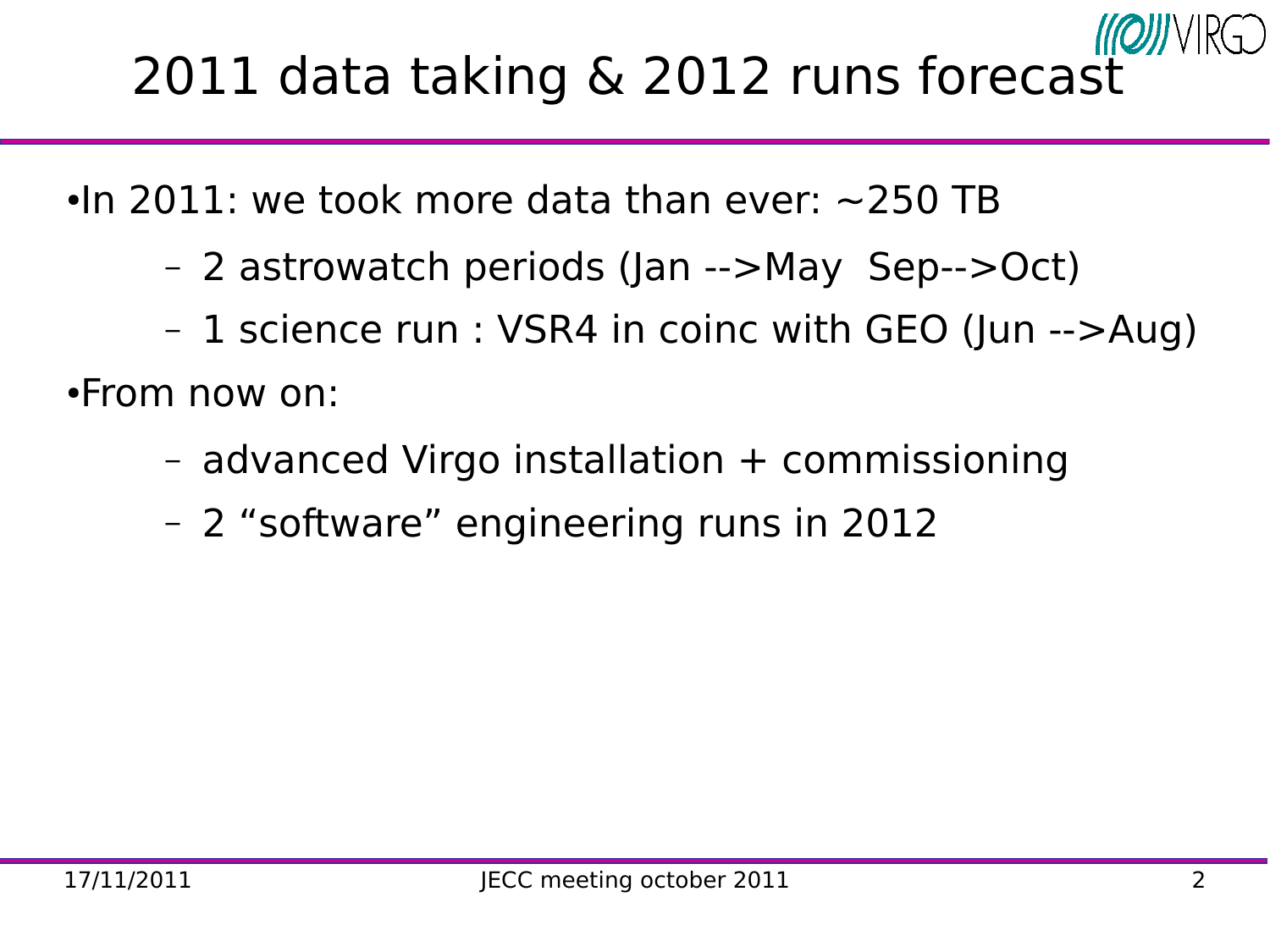# 2011 data taking & 2012 runs forecast

- In 2011: we took more data than ever: ~250 TB
  - 2 astrowatch periods (Jan -->May  Sep-->Oct)
  - 1 science run : VSR4 in coinc with GEO (Jun -->Aug)
- From now on:
  - advanced Virgo installation + commissioning
  - 2 “software” engineering runs in 2012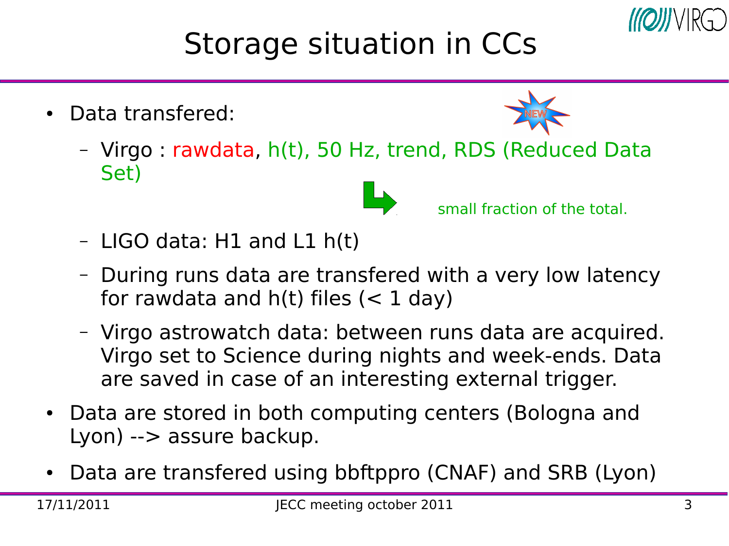# Storage situation in CCs

- Data transfered:
  - Virgo : rawdata, h(t), 50 Hz, trend, RDS (Reduced Data Set)

    NEW

    small fraction of the total.
  - LIGO data: H1 and L1 h(t)
  - During runs data are transfered with a very low latency for rawdata and h(t) files (< 1 day)
  - Virgo astrowatch data: between runs data are acquired. Virgo set to Science during nights and week-ends. Data are saved in case of an interesting external trigger.
- Data are stored in both computing centers (Bologna and Lyon) --> assure backup.
- Data are transfered using bbftppro (CNAF) and SRB (Lyon)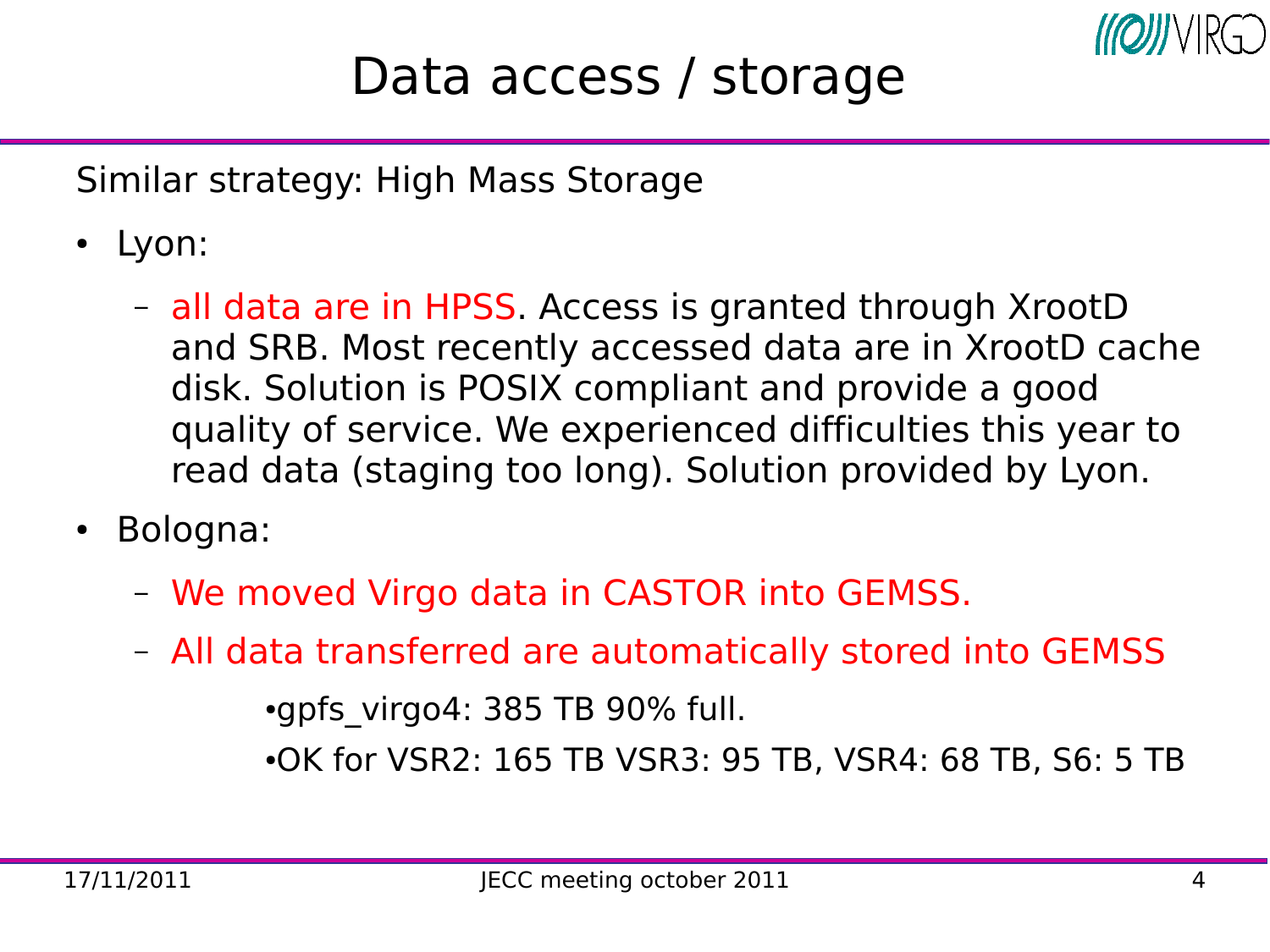# Data access / storage

Similar strategy: High Mass Storage

- Lyon:
  - all data are in HPSS. Access is granted through XrootD and SRB. Most recently accessed data are in XrootD cache disk. Solution is POSIX compliant and provide a good quality of service. We experienced difficulties this year to read data (staging too long). Solution provided by Lyon.
- Bologna:
  - We moved Virgo data in CASTOR into GEMSS.
  - All data transferred are automatically stored into GEMSS
    - gpfs_virgo4: 385 TB 90% full.
    - OK for VSR2: 165 TB VSR3: 95 TB, VSR4: 68 TB, S6: 5 TB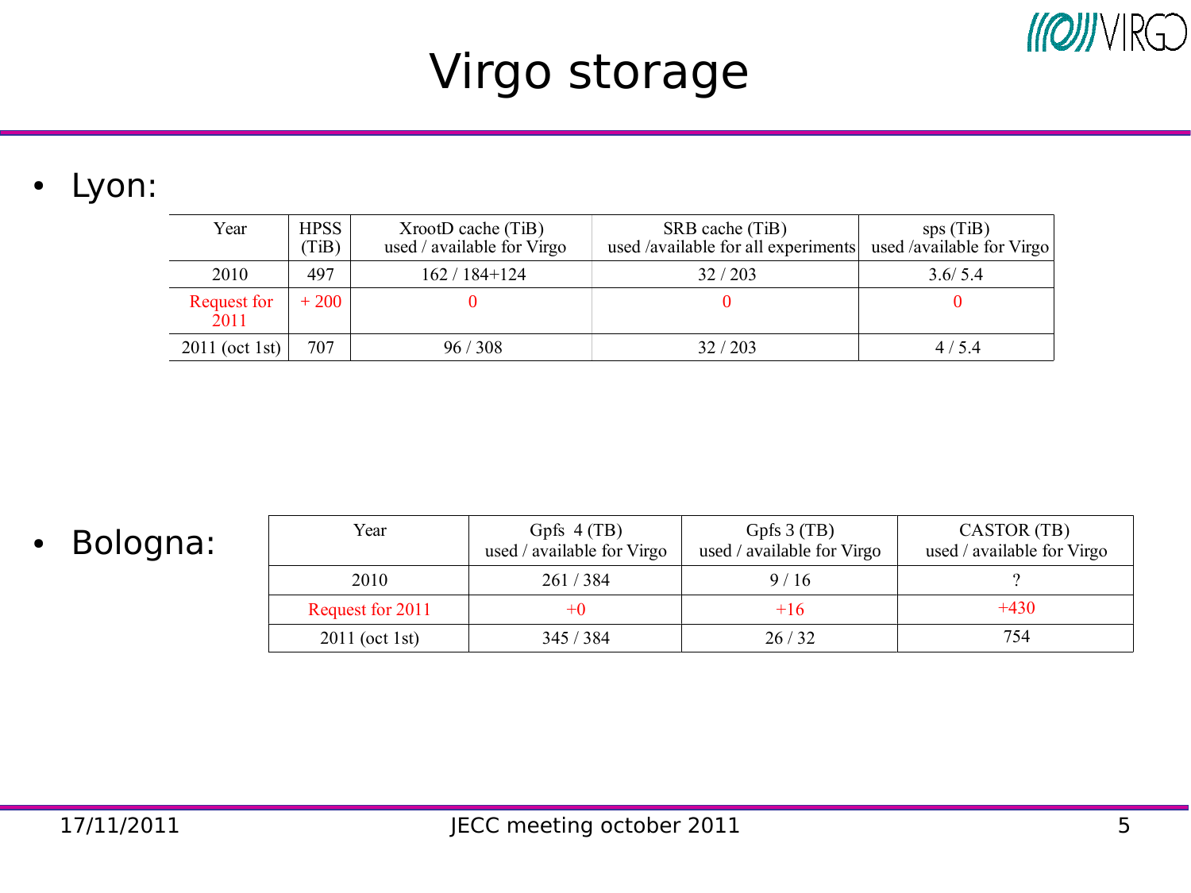# Virgo storage

- Lyon:

| Year | HPSS (TiB) | XrootD cache (TiB) used / available for Virgo | SRB cache (TiB) used /available for all experiments | sps (TiB) used /available for Virgo |
|---|---|---|---|---|
| 2010 | 497 | 162 / 184+124 | 32 / 203 | 3.6/ 5.4 |
| Request for 2011 | + 200 | 0 | 0 | 0 |
| 2011 (oct 1st) | 707 | 96 / 308 | 32 / 203 | 4 / 5.4 |

- Bologna:

| Year | Gpfs 4 (TB) used / available for Virgo | Gpfs 3 (TB) used / available for Virgo | CASTOR (TB) used / available for Virgo |
|---|---|---|---|
| 2010 | 261 / 384 | 9 / 16 | ? |
| Request for 2011 | +0 | +16 | +430 |
| 2011 (oct 1st) | 345 / 384 | 26 / 32 | 754 |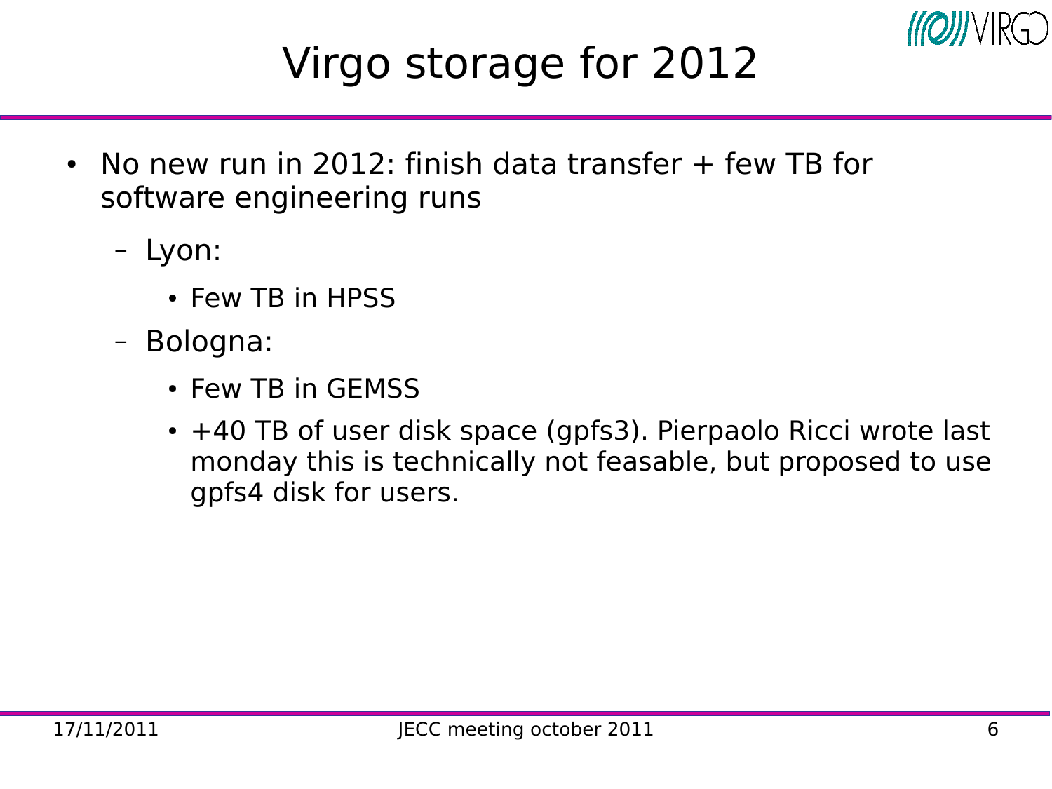# Virgo storage for 2012

- No new run in 2012: finish data transfer + few TB for software engineering runs
  - Lyon:
    - Few TB in HPSS
  - Bologna:
    - Few TB in GEMSS
    - +40 TB of user disk space (gpfs3). Pierpaolo Ricci wrote last monday this is technically not feasable, but proposed to use gpfs4 disk for users.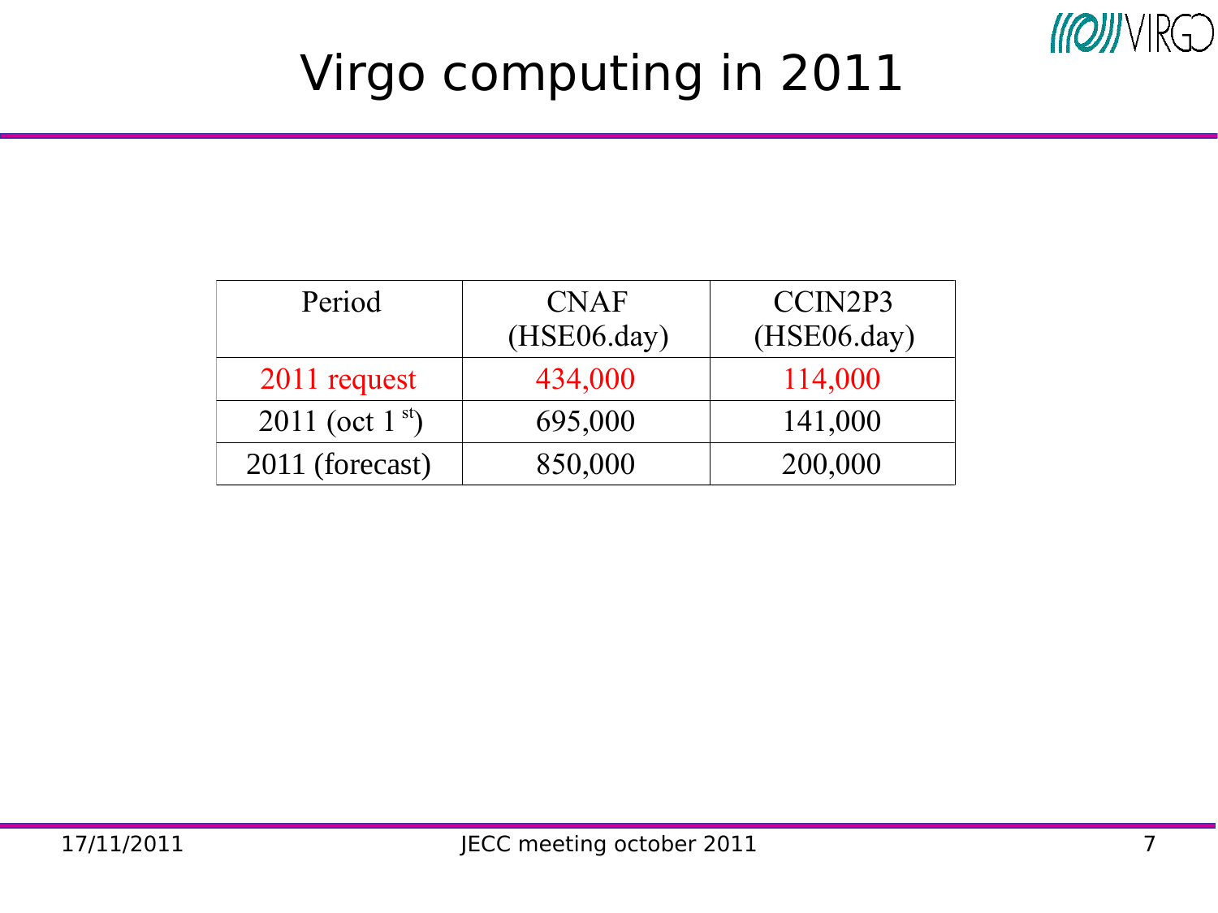# Virgo computing in 2011

| Period | CNAF (HSE06.day) | CCIN2P3 (HSE06.day) |
|---|---|---|
| 2011 request | 434,000 | 114,000 |
| 2011 (oct 1 st) | 695,000 | 141,000 |
| 2011 (forecast) | 850,000 | 200,000 |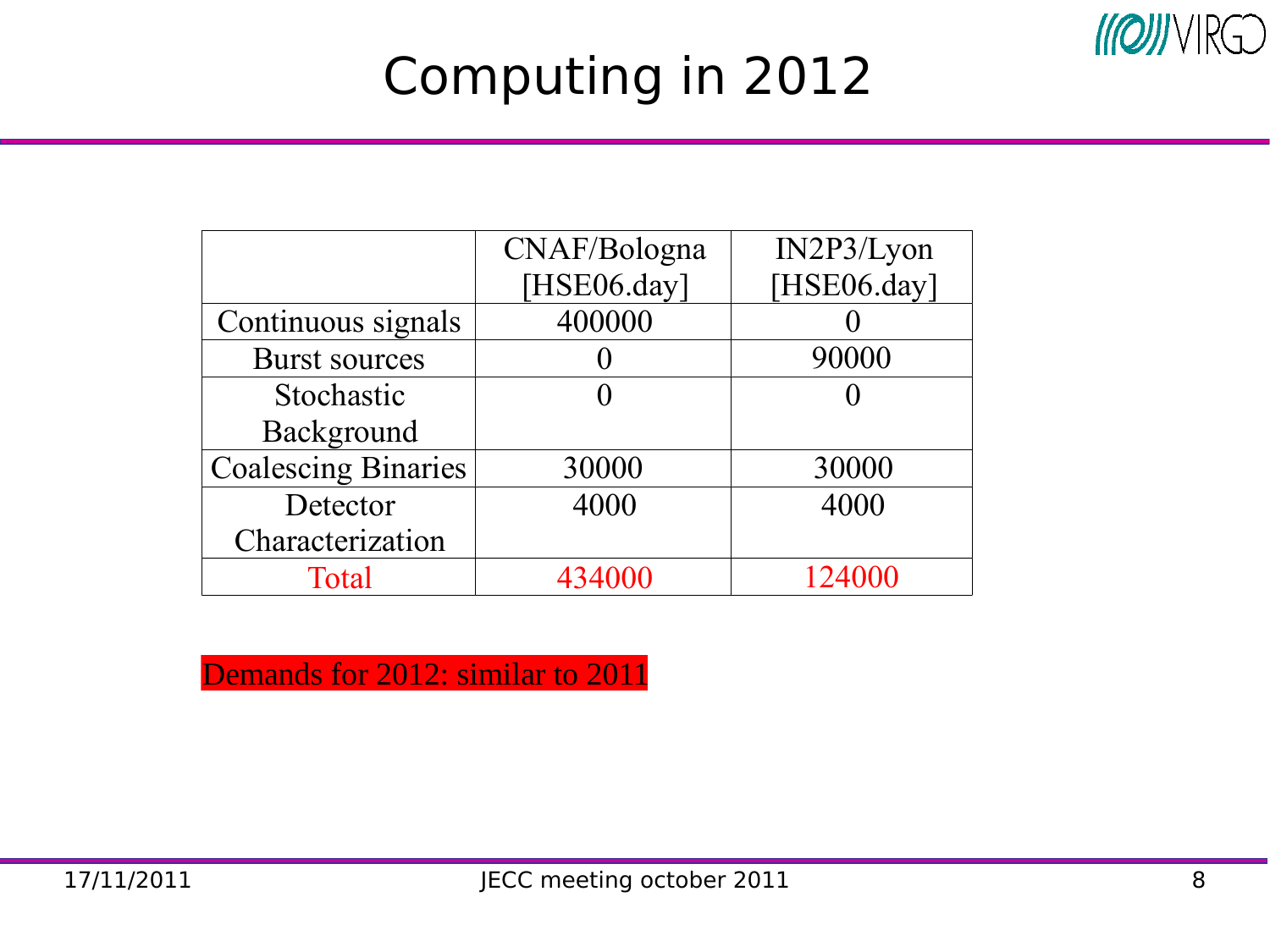# Computing in 2012

| | CNAF/Bologna [HSE06.day] | IN2P3/Lyon [HSE06.day] |
|---|---|---|
| Continuous signals | 400000 | 0 |
| Burst sources | 0 | 90000 |
| Stochastic Background | 0 | 0 |
| Coalescing Binaries | 30000 | 30000 |
| Detector Characterization | 4000 | 4000 |
| Total | 434000 | 124000 |

Demands for 2012: similar to 2011